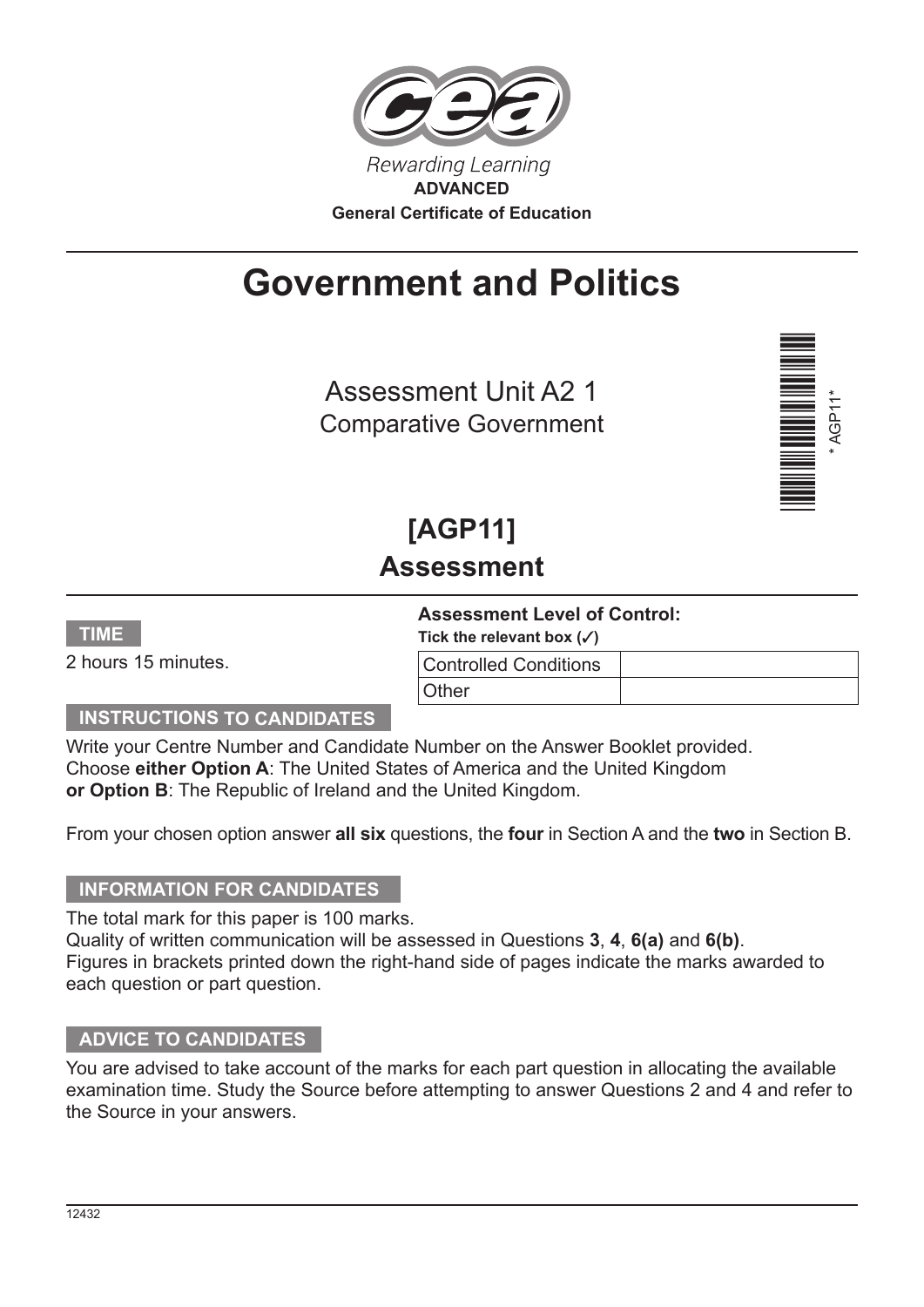Rewarding Learning

**ADVANCED**

**General Certificate of Education**

# Government and Politics

## Assessment Unit A2 1
Comparative Government

* AGP11*

## [AGP11]
## Assessment

**TIME**

2 hours 15 minutes.

**Assessment Level of Control:**

**Tick the relevant box (✓)**

| Controlled Conditions | |
|---|---|
| Other | |

**INSTRUCTIONS TO CANDIDATES**

Write your Centre Number and Candidate Number on the Answer Booklet provided.
Choose **either Option A**: The United States of America and the United Kingdom
**or Option B**: The Republic of Ireland and the United Kingdom.

From your chosen option answer **all six** questions, the **four** in Section A and the **two** in Section B.

**INFORMATION FOR CANDIDATES**

The total mark for this paper is 100 marks.
Quality of written communication will be assessed in Questions **3**, **4**, **6(a)** and **6(b)**.
Figures in brackets printed down the right-hand side of pages indicate the marks awarded to each question or part question.

**ADVICE TO CANDIDATES**

You are advised to take account of the marks for each part question in allocating the available examination time. Study the Source before attempting to answer Questions 2 and 4 and refer to the Source in your answers.

12432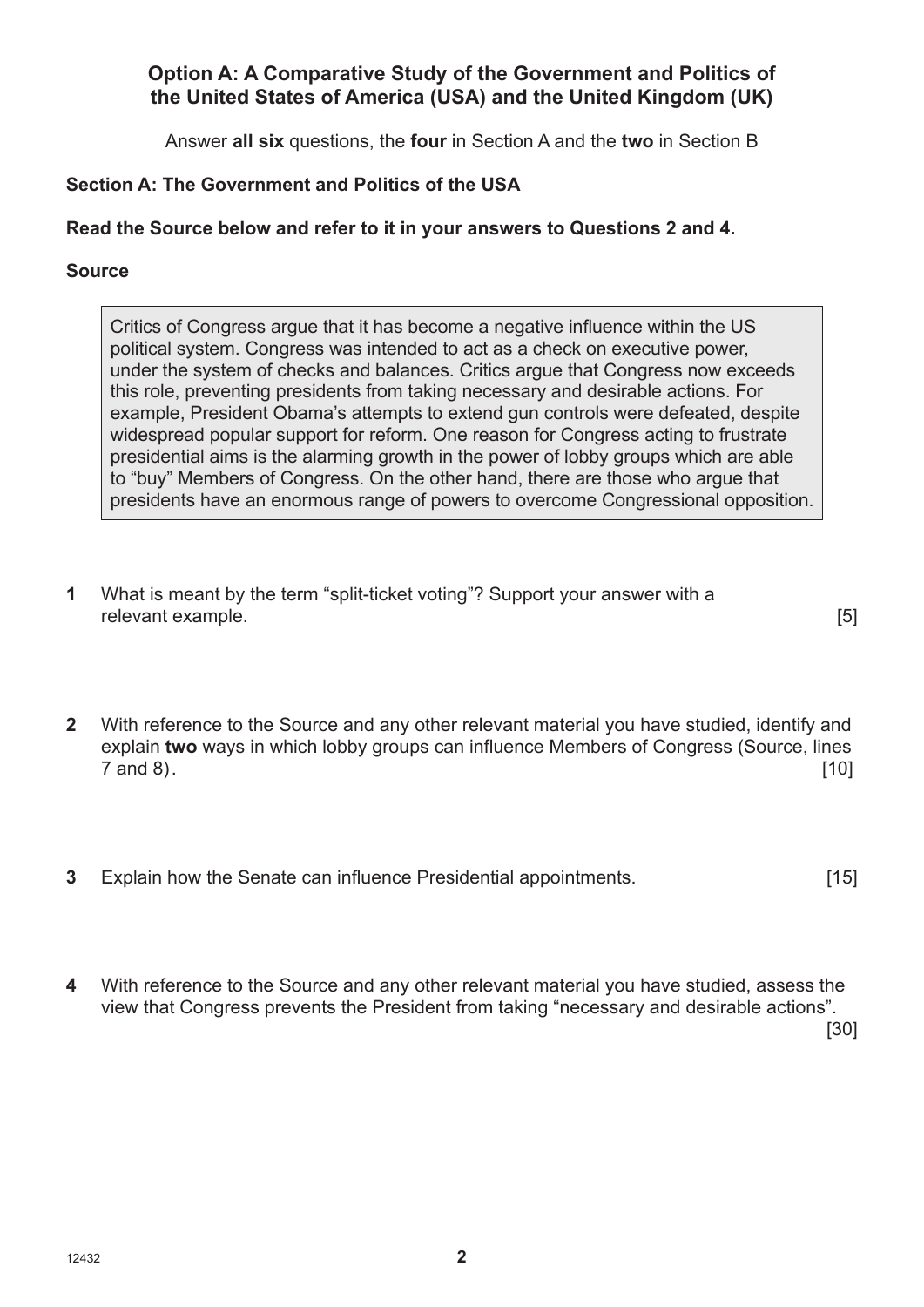**Option A: A Comparative Study of the Government and Politics of the United States of America (USA) and the United Kingdom (UK)**

Answer **all six** questions, the **four** in Section A and the **two** in Section B

**Section A: The Government and Politics of the USA**

**Read the Source below and refer to it in your answers to Questions 2 and 4.**

**Source**

> Critics of Congress argue that it has become a negative influence within the US political system. Congress was intended to act as a check on executive power, under the system of checks and balances. Critics argue that Congress now exceeds this role, preventing presidents from taking necessary and desirable actions. For example, President Obama's attempts to extend gun controls were defeated, despite widespread popular support for reform. One reason for Congress acting to frustrate presidential aims is the alarming growth in the power of lobby groups which are able to "buy" Members of Congress. On the other hand, there are those who argue that presidents have an enormous range of powers to overcome Congressional opposition.

**1** What is meant by the term "split-ticket voting"? Support your answer with a relevant example. [5]

**2** With reference to the Source and any other relevant material you have studied, identify and explain **two** ways in which lobby groups can influence Members of Congress (Source, lines 7 and 8). [10]

**3** Explain how the Senate can influence Presidential appointments. [15]

**4** With reference to the Source and any other relevant material you have studied, assess the view that Congress prevents the President from taking "necessary and desirable actions". [30]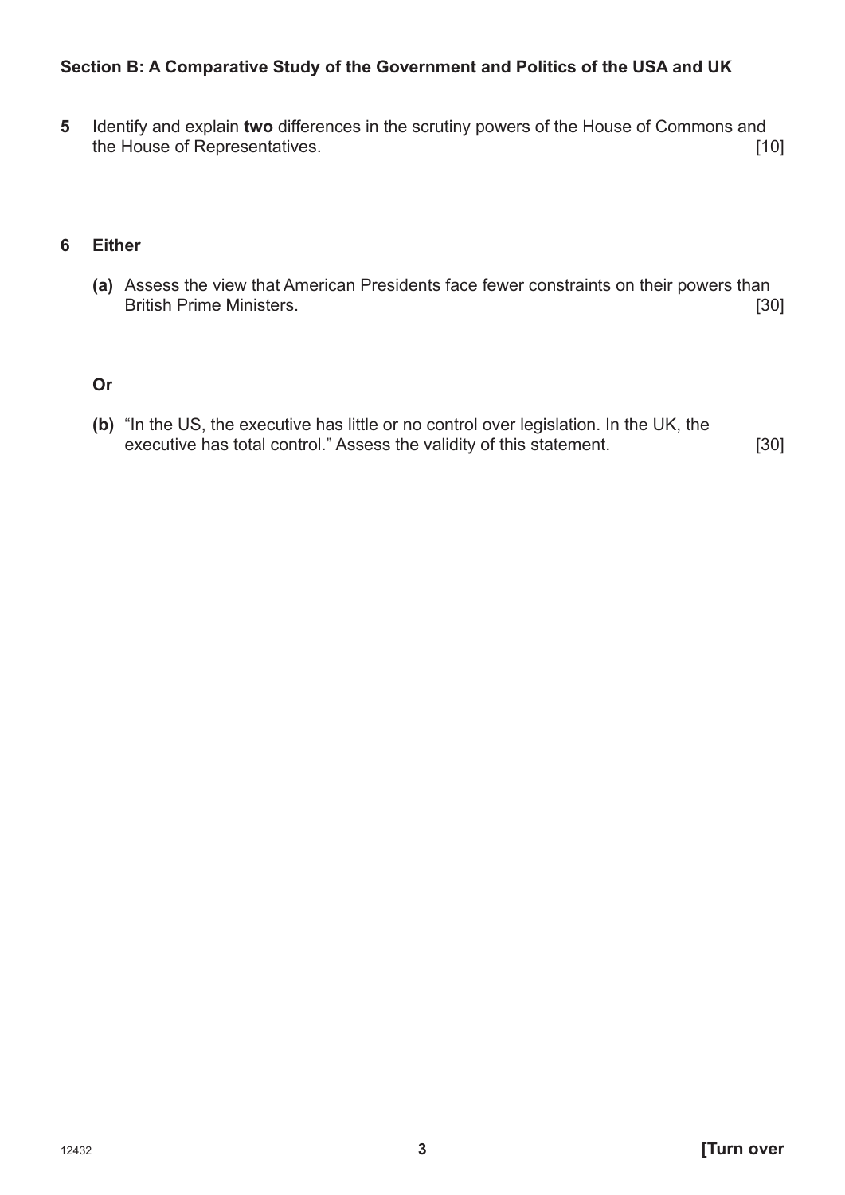**Section B: A Comparative Study of the Government and Politics of the USA and UK**

**5** Identify and explain **two** differences in the scrutiny powers of the House of Commons and the House of Representatives. [10]

**6 Either**

**(a)** Assess the view that American Presidents face fewer constraints on their powers than British Prime Ministers. [30]

**Or**

**(b)** "In the US, the executive has little or no control over legislation. In the UK, the executive has total control." Assess the validity of this statement. [30]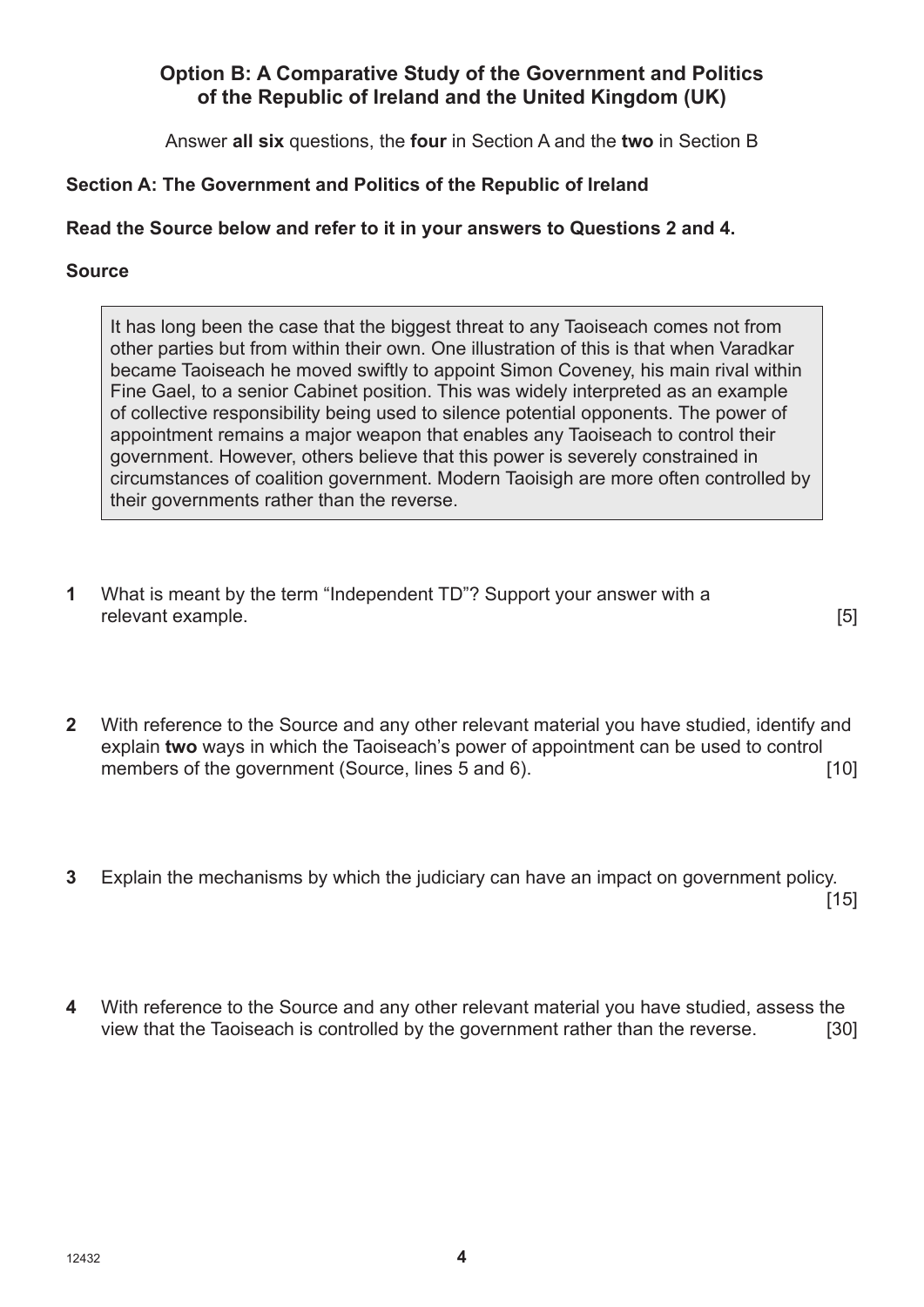## Option B: A Comparative Study of the Government and Politics of the Republic of Ireland and the United Kingdom (UK)

Answer **all six** questions, the **four** in Section A and the **two** in Section B

### Section A: The Government and Politics of the Republic of Ireland

**Read the Source below and refer to it in your answers to Questions 2 and 4.**

**Source**

> It has long been the case that the biggest threat to any Taoiseach comes not from other parties but from within their own. One illustration of this is that when Varadkar became Taoiseach he moved swiftly to appoint Simon Coveney, his main rival within Fine Gael, to a senior Cabinet position. This was widely interpreted as an example of collective responsibility being used to silence potential opponents. The power of appointment remains a major weapon that enables any Taoiseach to control their government. However, others believe that this power is severely constrained in circumstances of coalition government. Modern Taoisigh are more often controlled by their governments rather than the reverse.

**1** What is meant by the term "Independent TD"? Support your answer with a relevant example. [5]

**2** With reference to the Source and any other relevant material you have studied, identify and explain **two** ways in which the Taoiseach's power of appointment can be used to control members of the government (Source, lines 5 and 6). [10]

**3** Explain the mechanisms by which the judiciary can have an impact on government policy. [15]

**4** With reference to the Source and any other relevant material you have studied, assess the view that the Taoiseach is controlled by the government rather than the reverse. [30]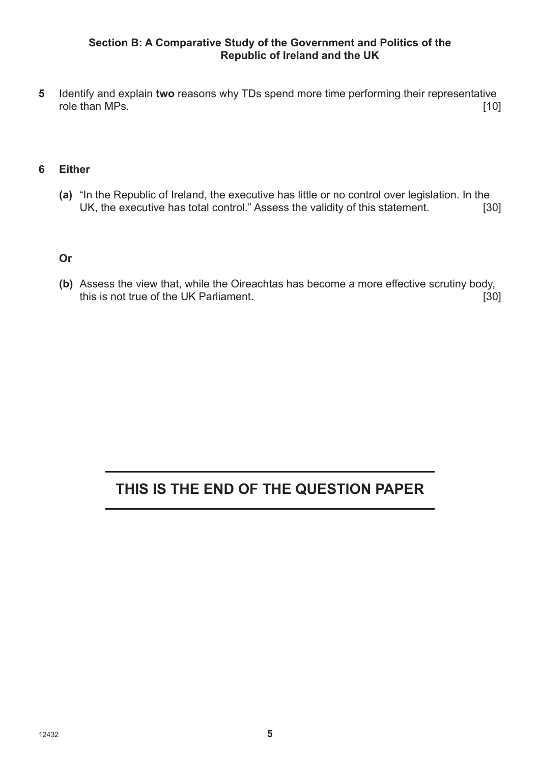## Section B: A Comparative Study of the Government and Politics of the Republic of Ireland and the UK

**5** Identify and explain **two** reasons why TDs spend more time performing their representative role than MPs. [10]

**6** **Either**

**(a)** "In the Republic of Ireland, the executive has little or no control over legislation. In the UK, the executive has total control." Assess the validity of this statement. [30]

**Or**

**(b)** Assess the view that, while the Oireachtas has become a more effective scrutiny body, this is not true of the UK Parliament. [30]

## THIS IS THE END OF THE QUESTION PAPER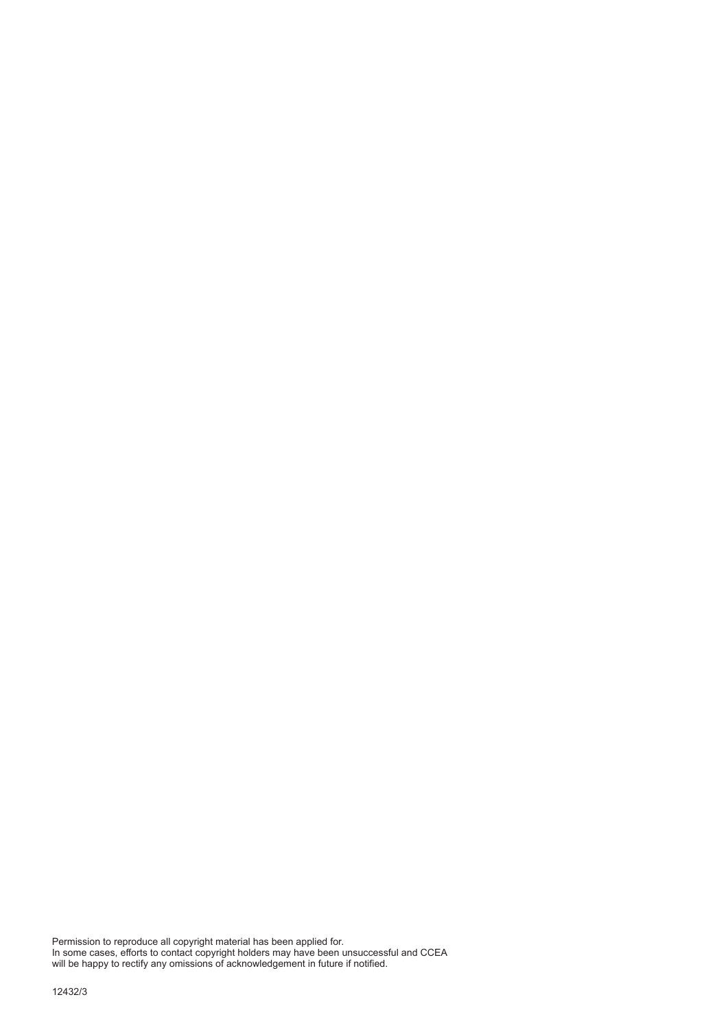Permission to reproduce all copyright material has been applied for.
In some cases, efforts to contact copyright holders may have been unsuccessful and CCEA will be happy to rectify any omissions of acknowledgement in future if notified.

12432/3